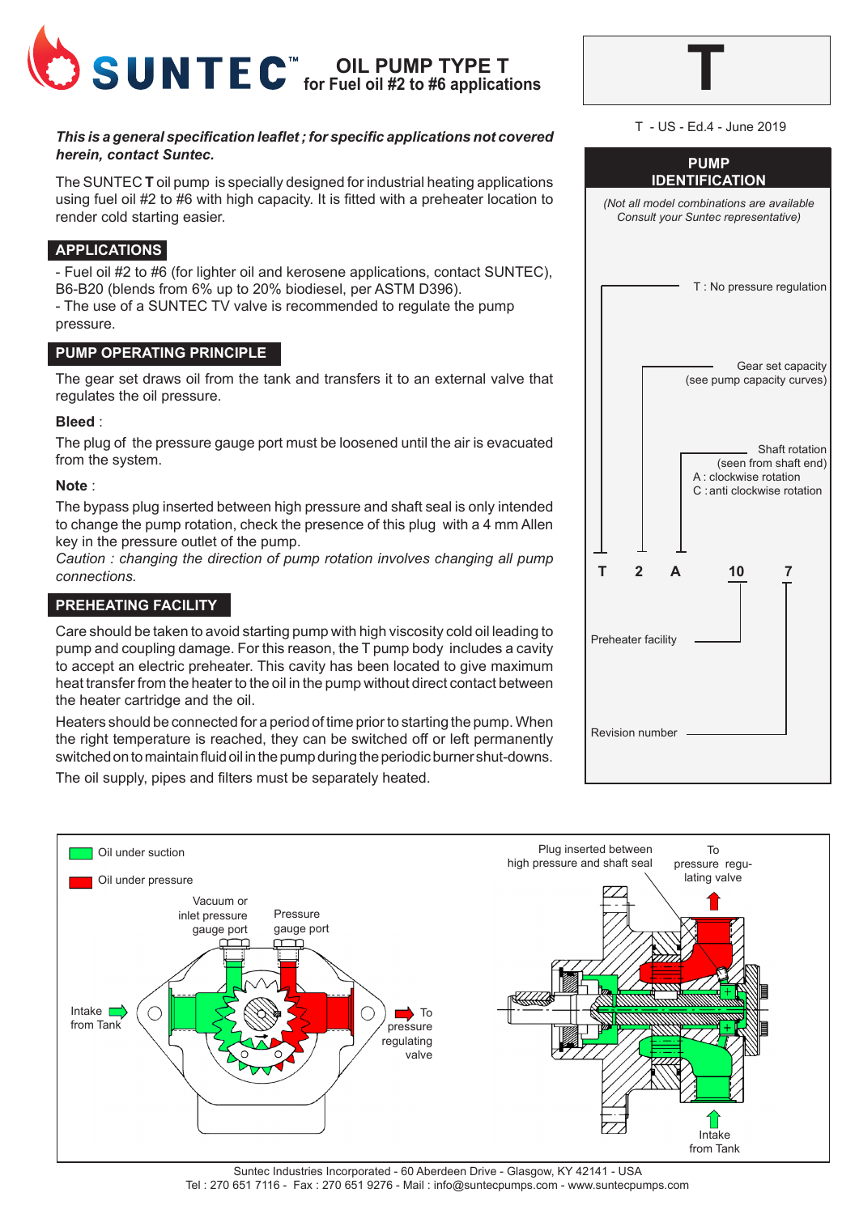# SUNTEC™ OIL PUMP TYPE T for Fuel oil #2 to #6 applications

**T**

T - US - Ed.4 - June 2019

***This is a general specification leaflet ; for specific applications not covered herein, contact Suntec.***

The SUNTEC **T** oil pump is specially designed for industrial heating applications using fuel oil #2 to #6 with high capacity. It is fitted with a preheater location to render cold starting easier.

## APPLICATIONS

- Fuel oil #2 to #6 (for lighter oil and kerosene applications, contact SUNTEC), B6-B20 (blends from 6% up to 20% biodiesel, per ASTM D396).
- The use of a SUNTEC TV valve is recommended to regulate the pump pressure.

## PUMP OPERATING PRINCIPLE

The gear set draws oil from the tank and transfers it to an external valve that regulates the oil pressure.

**Bleed** :

The plug of the pressure gauge port must be loosened until the air is evacuated from the system.

**Note** :

The bypass plug inserted between high pressure and shaft seal is only intended to change the pump rotation, check the presence of this plug with a 4 mm Allen key in the pressure outlet of the pump.

*Caution : changing the direction of pump rotation involves changing all pump connections.*

## PREHEATING FACILITY

Care should be taken to avoid starting pump with high viscosity cold oil leading to pump and coupling damage. For this reason, the T pump body includes a cavity to accept an electric preheater. This cavity has been located to give maximum heat transfer from the heater to the oil in the pump without direct contact between the heater cartridge and the oil.

Heaters should be connected for a period of time prior to starting the pump. When the right temperature is reached, they can be switched off or left permanently switched on to maintain fluid oil in the pump during the periodic burner shut-downs.

The oil supply, pipes and filters must be separately heated.

## PUMP IDENTIFICATION

*(Not all model combinations are available Consult your Suntec representative)*

**T 2 A 10 7**

- T : No pressure regulation
- 2 : Gear set capacity (see pump capacity curves)
- A : Shaft rotation (seen from shaft end)
  - A : clockwise rotation
  - C : anti clockwise rotation
- 10 : Preheater facility
- 7 : Revision number

Oil under suction

Oil under pressure

Vacuum or inlet pressure gauge port

Pressure gauge port

Intake from Tank

To pressure regulating valve

Plug inserted between high pressure and shaft seal

To pressure regulating valve

Intake from Tank

Suntec Industries Incorporated - 60 Aberdeen Drive - Glasgow, KY 42141 - USA
Tel : 270 651 7116 - Fax : 270 651 9276 - Mail : info@suntecpumps.com - www.suntecpumps.com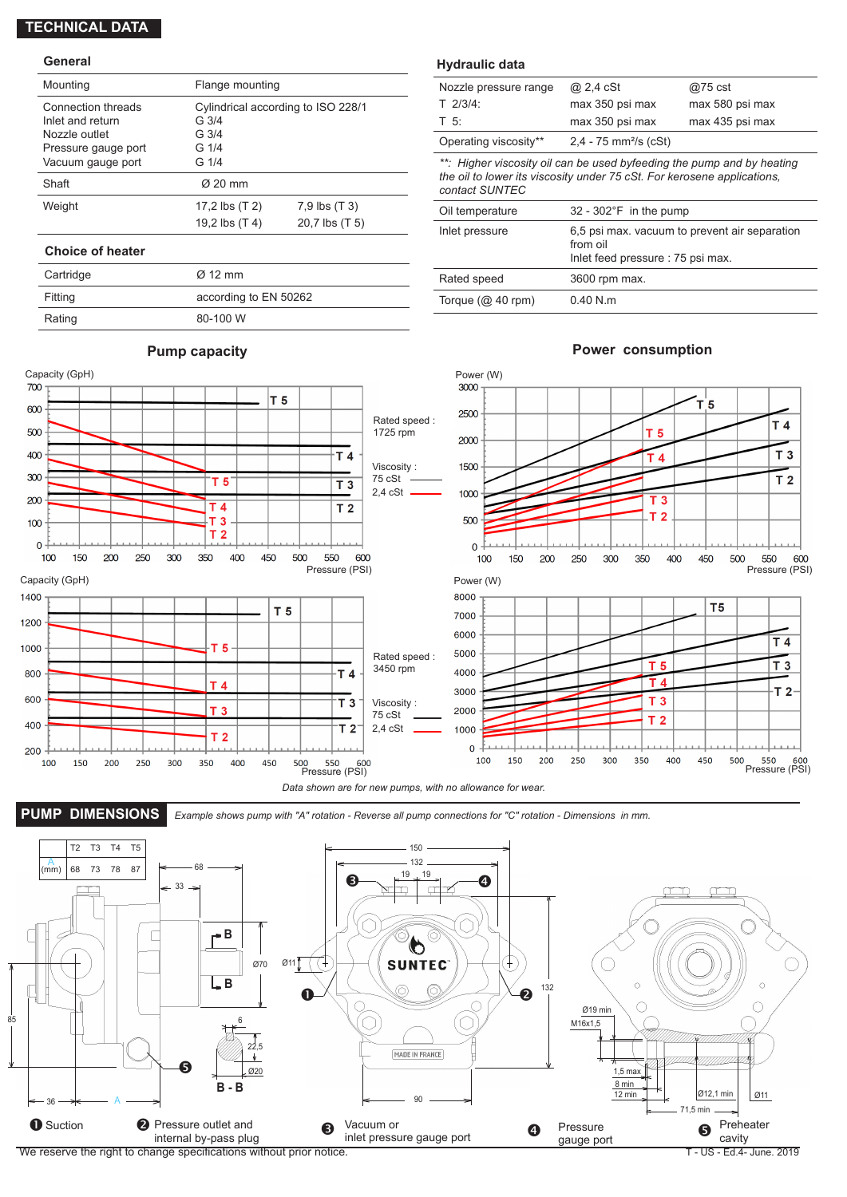# TECHNICAL DATA

## General

| | | |
|---|---|---|
| Mounting | Flange mounting | |
| Connection threads | Cylindrical according to ISO 228/1 | |
| Inlet and return | G 3/4 | |
| Nozzle outlet | G 3/4 | |
| Pressure gauge port | G 1/4 | |
| Vacuum gauge port | G 1/4 | |
| Shaft | Ø 20 mm | |
| Weight | 17,2 lbs (T 2) | 7,9 lbs (T 3) |
| | 19,2 lbs (T 4) | 20,7 lbs (T 5) |

## Choice of heater

| | |
|---|---|
| Cartridge | Ø 12 mm |
| Fitting | according to EN 50262 |
| Rating | 80-100 W |

## Hydraulic data

| | | |
|---|---|---|
| Nozzle pressure range | @ 2,4 cSt | @75 cst |
| T 2/3/4: | max 350 psi max | max 580 psi max |
| T 5: | max 350 psi max | max 435 psi max |
| Operating viscosity** | 2,4 - 75 mm²/s (cSt) | |

*\*\*: Higher viscosity oil can be used byfeeding the pump and by heating the oil to lower its viscosity under 75 cSt. For kerosene applications, contact SUNTEC*

| | |
|---|---|
| Oil temperature | 32 - 302°F in the pump |
| Inlet pressure | 6,5 psi max. vacuum to prevent air separation from oil<br>Inlet feed pressure : 75 psi max. |
| Rated speed | 3600 rpm max. |
| Torque (@ 40 rpm) | 0.40 N.m |

## Pump capacity

Capacity (GpH)
700, 600, 500, 400, 300, 200, 100, 0
T 5, T 4, T 3, T 2, T 5, T 4, T 3, T 2
100 150 200 250 300 350 400 450 500 550 600
Pressure (PSI)

Rated speed : 1725 rpm

Viscosity : 75 cSt, 2,4 cSt

Capacity (GpH)
1400, 1200, 1000, 800, 600, 400, 200
T 5, T 4, T 3, T 2, T 5, T 4, T 3, T 2
100 150 200 250 300 350 400 450 500 550 600
Pressure (PSI)

Rated speed : 3450 rpm

Viscosity : 75 cSt, 2,4 cSt

## Power consumption

Power (W)
3000, 2500, 2000, 1500, 1000, 500, 0
T 5, T 4, T 3, T 2, T 5, T 4, T 3, T 2
100 150 200 250 300 350 400 450 500 550 600
Pressure (PSI)

Power (W)
8000, 7000, 6000, 5000, 4000, 3000, 2000, 1000, 0
T5, T 4, T 3, T 2, T 5, T 4, T 3, T 2
100 150 200 250 300 350 400 450 500 550 600
Pressure (PSI)

*Data shown are for new pumps, with no allowance for wear.*

# PUMP DIMENSIONS

*Example shows pump with "A" rotation - Reverse all pump connections for "C" rotation - Dimensions in mm.*

| | T2 | T3 | T4 | T5 |
|---|---|---|---|---|
| A (mm) | 68 | 73 | 78 | 87 |

68, 33, B, B, Ø70, 85, 6, 22,5, Ø20, B - B, 36, A, 150, 132, 19, 19, Ø11, 132, 90, SUNTEC, MADE IN FRANCE, Ø19 min, M16x1,5, 1,5 max, 8 min, 12 min, Ø12,1 min, Ø11, 71,5 min

❶ Suction ❷ Pressure outlet and internal by-pass plug ❸ Vacuum or inlet pressure gauge port ❹ Pressure gauge port ❺ Preheater cavity

We reserve the right to change specifications without notice.

T - US - Ed.4- June. 2019